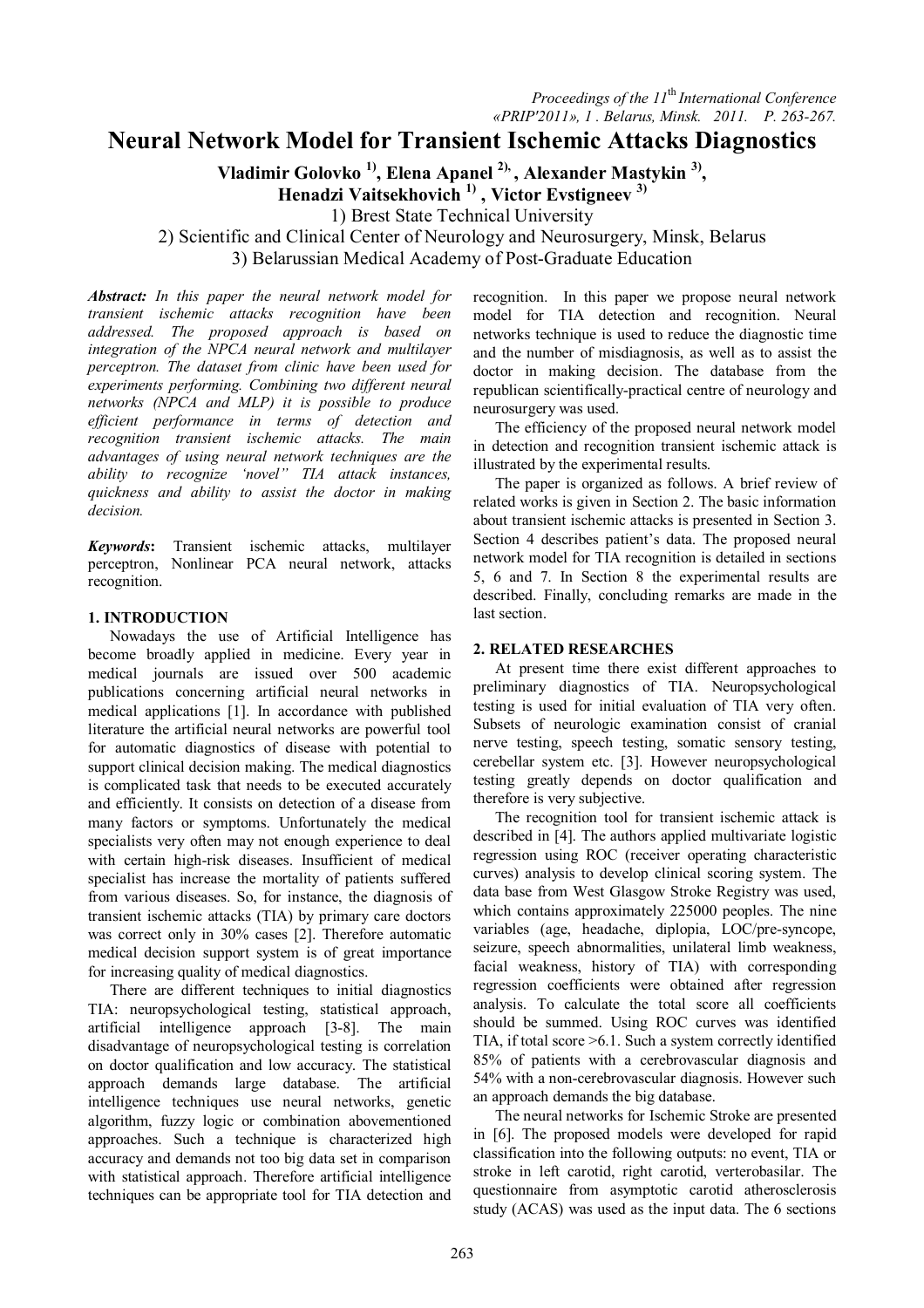*Proceedings of the 11th International Conference «PRIP'2011», 1 . Belarus, Minsk. 2011. P. 263-267.*

# Neural Network Model for Transient Ischemic Attacks Diagnostics

**Vladimir Golovko [1], Elena Apanel [2], Alexander Mastykin [3], Henadzi Vaitsekhovich [1], Victor Evstigneev [3]**

1) Brest State Technical University
2) Scientific and Clinical Center of Neurology and Neurosurgery, Minsk, Belarus
3) Belarussian Medical Academy of Post-Graduate Education

***Abstract:*** *In this paper the neural network model for transient ischemic attacks recognition have been addressed. The proposed approach is based on integration of the NPCA neural network and multilayer perceptron. The dataset from clinic have been used for experiments performing. Combining two different neural networks (NPCA and MLP) it is possible to produce efficient performance in terms of detection and recognition transient ischemic attacks. The main advantages of using neural network techniques are the ability to recognize 'novel" TIA attack instances, quickness and ability to assist the doctor in making decision.*

***Keywords*:** Transient ischemic attacks, multilayer perceptron, Nonlinear PCA neural network, attacks recognition.

## 1. INTRODUCTION

Nowadays the use of Artificial Intelligence has become broadly applied in medicine. Every year in medical journals are issued over 500 academic publications concerning artificial neural networks in medical applications [1]. In accordance with published literature the artificial neural networks are powerful tool for automatic diagnostics of disease with potential to support clinical decision making. The medical diagnostics is complicated task that needs to be executed accurately and efficiently. It consists on detection of a disease from many factors or symptoms. Unfortunately the medical specialists very often may not enough experience to deal with certain high-risk diseases. Insufficient of medical specialist has increase the mortality of patients suffered from various diseases. So, for instance, the diagnosis of transient ischemic attacks (TIA) by primary care doctors was correct only in 30% cases [2]. Therefore automatic medical decision support system is of great importance for increasing quality of medical diagnostics.

There are different techniques to initial diagnostics TIA: neuropsychological testing, statistical approach, artificial intelligence approach [3-8]. The main disadvantage of neuropsychological testing is correlation on doctor qualification and low accuracy. The statistical approach demands large database. The artificial intelligence techniques use neural networks, genetic algorithm, fuzzy logic or combination abovementioned approaches. Such a technique is characterized high accuracy and demands not too big data set in comparison with statistical approach. Therefore artificial intelligence techniques can be appropriate tool for TIA detection and recognition. In this paper we propose neural network model for TIA detection and recognition. Neural networks technique is used to reduce the diagnostic time and the number of misdiagnosis, as well as to assist the doctor in making decision. The database from the republican scientifically-practical centre of neurology and neurosurgery was used.

The efficiency of the proposed neural network model in detection and recognition transient ischemic attack is illustrated by the experimental results.

The paper is organized as follows. A brief review of related works is given in Section 2. The basic information about transient ischemic attacks is presented in Section 3. Section 4 describes patient's data. The proposed neural network model for TIA recognition is detailed in sections 5, 6 and 7. In Section 8 the experimental results are described. Finally, concluding remarks are made in the last section.

## 2. RELATED RESEARCHES

At present time there exist different approaches to preliminary diagnostics of TIA. Neuropsychological testing is used for initial evaluation of TIA very often. Subsets of neurologic examination consist of cranial nerve testing, speech testing, somatic sensory testing, cerebellar system etc. [3]. However neuropsychological testing greatly depends on doctor qualification and therefore is very subjective.

The recognition tool for transient ischemic attack is described in [4]. The authors applied multivariate logistic regression using ROC (receiver operating characteristic curves) analysis to develop clinical scoring system. The data base from West Glasgow Stroke Registry was used, which contains approximately 225000 peoples. The nine variables (age, headache, diplopia, LOC/pre-syncope, seizure, speech abnormalities, unilateral limb weakness, facial weakness, history of TIA) with corresponding regression coefficients were obtained after regression analysis. To calculate the total score all coefficients should be summed. Using ROC curves was identified TIA, if total score >6.1. Such a system correctly identified 85% of patients with a cerebrovascular diagnosis and 54% with a non-cerebrovascular diagnosis. However such an approach demands the big database.

The neural networks for Ischemic Stroke are presented in [6]. The proposed models were developed for rapid classification into the following outputs: no event, TIA or stroke in left carotid, right carotid, verterobasilar. The questionnaire from asymptotic carotid atherosclerosis study (ACAS) was used as the input data. The 6 sections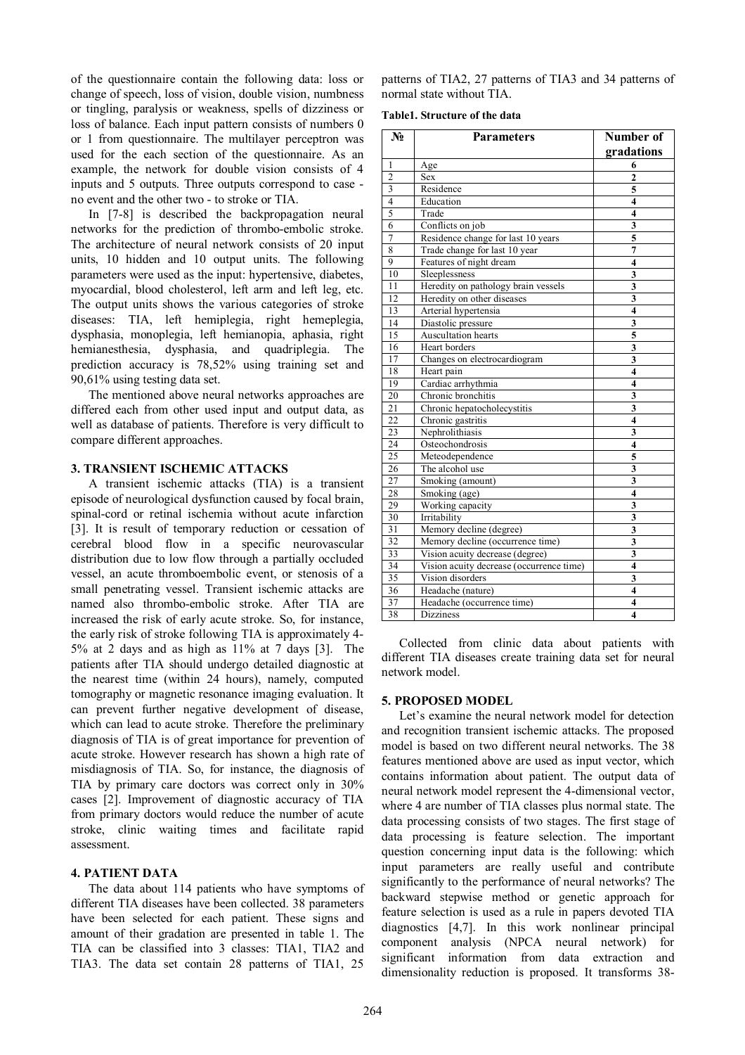of the questionnaire contain the following data: loss or change of speech, loss of vision, double vision, numbness or tingling, paralysis or weakness, spells of dizziness or loss of balance. Each input pattern consists of numbers 0 or 1 from questionnaire. The multilayer perceptron was used for the each section of the questionnaire. As an example, the network for double vision consists of 4 inputs and 5 outputs. Three outputs correspond to case - no event and the other two - to stroke or TIA.

In [7-8] is described the backpropagation neural networks for the prediction of thrombo-embolic stroke. The architecture of neural network consists of 20 input units, 10 hidden and 10 output units. The following parameters were used as the input: hypertensive, diabetes, myocardial, blood cholesterol, left arm and left leg, etc. The output units shows the various categories of stroke diseases: TIA, left hemiplegia, right hemeplegia, dysphasia, monoplegia, left hemianopia, aphasia, right hemianesthesia, dysphasia, and quadriplegia. The prediction accuracy is 78,52% using training set and 90,61% using testing data set.

The mentioned above neural networks approaches are differed each from other used input and output data, as well as database of patients. Therefore is very difficult to compare different approaches.

## 3. TRANSIENT ISCHEMIC ATTACKS

A transient ischemic attacks (TIA) is a transient episode of neurological dysfunction caused by focal brain, spinal-cord or retinal ischemia without acute infarction [3]. It is result of temporary reduction or cessation of cerebral blood flow in a specific neurovascular distribution due to low flow through a partially occluded vessel, an acute thromboembolic event, or stenosis of a small penetrating vessel. Transient ischemic attacks are named also thrombo-embolic stroke. After TIA are increased the risk of early acute stroke. So, for instance, the early risk of stroke following TIA is approximately 4-5% at 2 days and as high as 11% at 7 days [3]. The patients after TIA should undergo detailed diagnostic at the nearest time (within 24 hours), namely, computed tomography or magnetic resonance imaging evaluation. It can prevent further negative development of disease, which can lead to acute stroke. Therefore the preliminary diagnosis of TIA is of great importance for prevention of acute stroke. However research has shown a high rate of misdiagnosis of TIA. So, for instance, the diagnosis of TIA by primary care doctors was correct only in 30% cases [2]. Improvement of diagnostic accuracy of TIA from primary doctors would reduce the number of acute stroke, clinic waiting times and facilitate rapid assessment.

## 4. PATIENT DATA

The data about 114 patients who have symptoms of different TIA diseases have been collected. 38 parameters have been selected for each patient. These signs and amount of their gradation are presented in table 1. The TIA can be classified into 3 classes: TIA1, TIA2 and TIA3. The data set contain 28 patterns of TIA1, 25 patterns of TIA2, 27 patterns of TIA3 and 34 patterns of normal state without TIA.

**Table1. Structure of the data**

| № | Parameters | Number of gradations |
|---|---|---|
| 1 | Age | **6** |
| 2 | Sex | **2** |
| 3 | Residence | **5** |
| 4 | Education | **4** |
| 5 | Trade | **4** |
| 6 | Conflicts on job | **3** |
| 7 | Residence change for last 10 years | **5** |
| 8 | Trade change for last 10 year | **7** |
| 9 | Features of night dream | **4** |
| 10 | Sleeplessness | **3** |
| 11 | Heredity on pathology brain vessels | **3** |
| 12 | Heredity on other diseases | **3** |
| 13 | Arterial hypertensia | **4** |
| 14 | Diastolic pressure | **3** |
| 15 | Auscultation hearts | **5** |
| 16 | Heart borders | **3** |
| 17 | Changes on electrocardiogram | **3** |
| 18 | Heart pain | **4** |
| 19 | Cardiac arrhythmia | **4** |
| 20 | Chronic bronchitis | **3** |
| 21 | Chronic hepatocholecystitis | **3** |
| 22 | Chronic gastritis | **4** |
| 23 | Nephrolithiasis | **3** |
| 24 | Osteochondrosis | **4** |
| 25 | Meteodependence | **5** |
| 26 | The alcohol use | **3** |
| 27 | Smoking (amount) | **3** |
| 28 | Smoking (age) | **4** |
| 29 | Working capacity | **3** |
| 30 | Irritability | **3** |
| 31 | Memory decline (degree) | **3** |
| 32 | Memory decline (occurrence time) | **3** |
| 33 | Vision acuity decrease (degree) | **3** |
| 34 | Vision acuity decrease (occurrence time) | **4** |
| 35 | Vision disorders | **3** |
| 36 | Headache (nature) | **4** |
| 37 | Headache (occurrence time) | **4** |
| 38 | Dizziness | **4** |

Collected from clinic data about patients with different TIA diseases create training data set for neural network model.

## 5. PROPOSED MODEL

Let's examine the neural network model for detection and recognition transient ischemic attacks. The proposed model is based on two different neural networks. The 38 features mentioned above are used as input vector, which contains information about patient. The output data of neural network model represent the 4-dimensional vector, where 4 are number of TIA classes plus normal state. The data processing consists of two stages. The first stage of data processing is feature selection. The important question concerning input data is the following: which input parameters are really useful and contribute significantly to the performance of neural networks? The backward stepwise method or genetic approach for feature selection is used as a rule in papers devoted TIA diagnostics [4,7]. In this work nonlinear principal component analysis (NPCA neural network) for significant information from data extraction and dimensionality reduction is proposed. It transforms 38-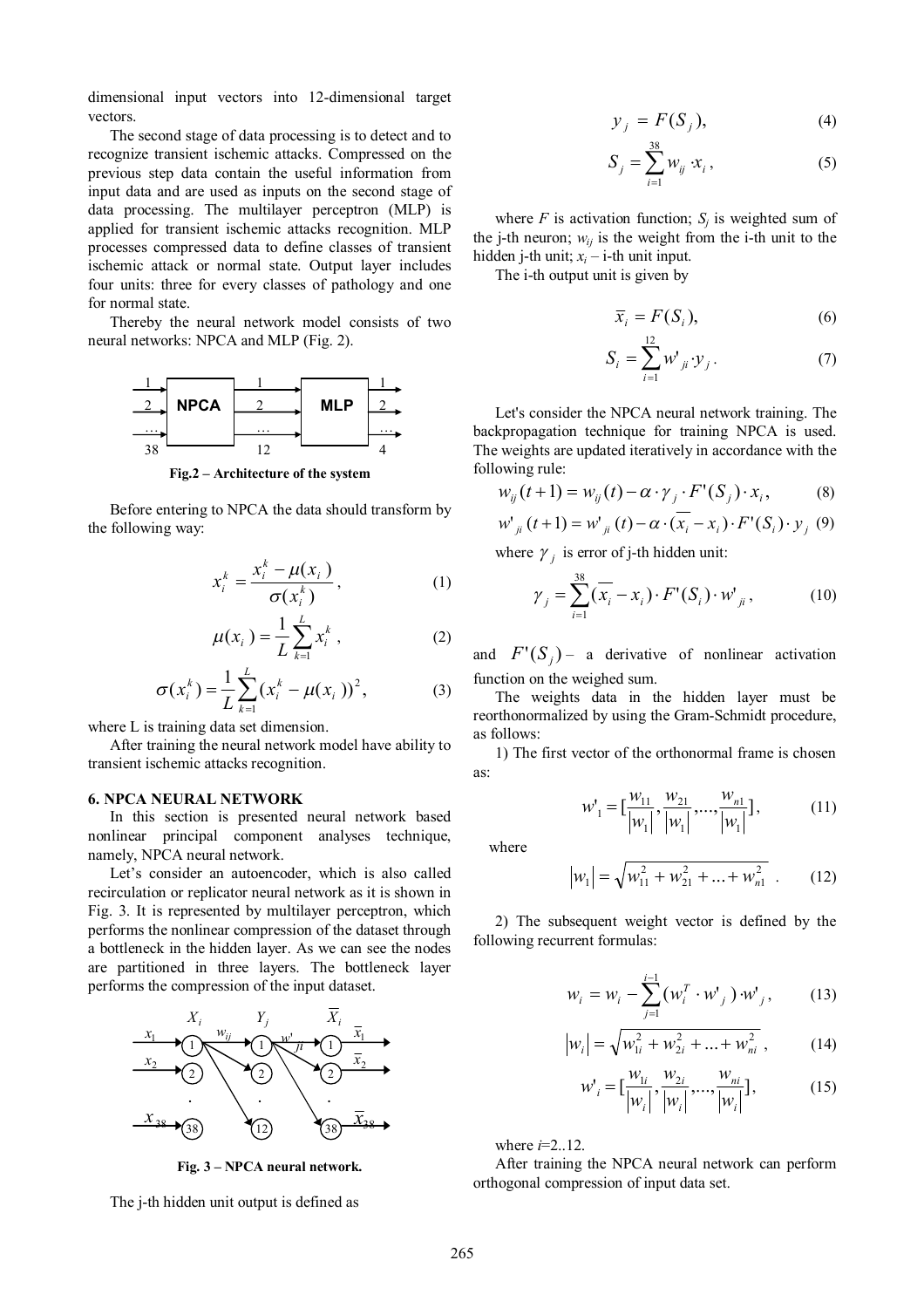dimensional input vectors into 12-dimensional target vectors.

The second stage of data processing is to detect and to recognize transient ischemic attacks. Compressed on the previous step data contain the useful information from input data and are used as inputs on the second stage of data processing. The multilayer perceptron (MLP) is applied for transient ischemic attacks recognition. MLP processes compressed data to define classes of transient ischemic attack or normal state. Output layer includes four units: three for every classes of pathology and one for normal state.

Thereby the neural network model consists of two neural networks: NPCA and MLP (Fig. 2).

**Fig.2 – Architecture of the system**

Before entering to NPCA the data should transform by the following way:

$$x_i^k = \frac{x_i^k - \mu(x_i)}{\sigma(x_i^k)}, \tag{1}$$

$$\mu(x_i) = \frac{1}{L}\sum_{k=1}^{L} x_i^k, \tag{2}$$

$$\sigma(x_i^k) = \frac{1}{L}\sum_{k=1}^{L}(x_i^k - \mu(x_i))^2, \tag{3}$$

where L is training data set dimension.

After training the neural network model have ability to transient ischemic attacks recognition.

## 6. NPCA NEURAL NETWORK

In this section is presented neural network based nonlinear principal component analyses technique, namely, NPCA neural network.

Let's consider an autoencoder, which is also called recirculation or replicator neural network as it is shown in Fig. 3. It is represented by multilayer perceptron, which performs the nonlinear compression of the dataset through a bottleneck in the hidden layer. As we can see the nodes are partitioned in three layers. The bottleneck layer performs the compression of the input dataset.

**Fig. 3 – NPCA neural network.**

The j-th hidden unit output is defined as

$$y_j = F(S_j), \tag{4}$$

$$S_j = \sum_{i=1}^{38} w_{ij} \cdot x_i, \tag{5}$$

where $F$ is activation function; $S_j$ is weighted sum of the j-th neuron; $w_{ij}$ is the weight from the i-th unit to the hidden j-th unit; $x_i$ – i-th unit input.

The i-th output unit is given by

$$\overline{x}_i = F(S_i), \tag{6}$$

$$S_i = \sum_{i=1}^{12} w'_{ji} \cdot y_j. \tag{7}$$

Let's consider the NPCA neural network training. The backpropagation technique for training NPCA is used. The weights are updated iteratively in accordance with the following rule:

$$w_{ij}(t+1) = w_{ij}(t) - \alpha \cdot \gamma_j \cdot F'(S_j) \cdot x_i, \tag{8}$$

$$w'_{ji}(t+1) = w'_{ji}(t) - \alpha \cdot (\overline{x_i} - x_i) \cdot F'(S_i) \cdot y_j \tag{9}$$

where $\gamma_j$ is error of j-th hidden unit:

$$\gamma_j = \sum_{i=1}^{38} (\overline{x_i} - x_i) \cdot F'(S_i) \cdot w'_{ji}, \tag{10}$$

and $F'(S_j)$ – a derivative of nonlinear activation function on the weighed sum.

The weights data in the hidden layer must be reorthonormalized by using the Gram-Schmidt procedure, as follows:

1) The first vector of the orthonormal frame is chosen as:

$$w'_1 = \left[\frac{w_{11}}{|w_1|}, \frac{w_{21}}{|w_1|}, ..., \frac{w_{n1}}{|w_1|}\right], \tag{11}$$

where

$$|w_1| = \sqrt{w_{11}^2 + w_{21}^2 + ... + w_{n1}^2}. \tag{12}$$

2) The subsequent weight vector is defined by the following recurrent formulas:

$$w_i = w_i - \sum_{j=1}^{i-1}(w_i^T \cdot w'_j) \cdot w'_j, \tag{13}$$

$$|w_i| = \sqrt{w_{1i}^2 + w_{2i}^2 + ... + w_{ni}^2}, \tag{14}$$

$$w'_i = \left[\frac{w_{1i}}{|w_i|}, \frac{w_{2i}}{|w_i|}, ..., \frac{w_{ni}}{|w_i|}\right], \tag{15}$$

where $i$=2..12.

After training the NPCA neural network can perform orthogonal compression of input data set.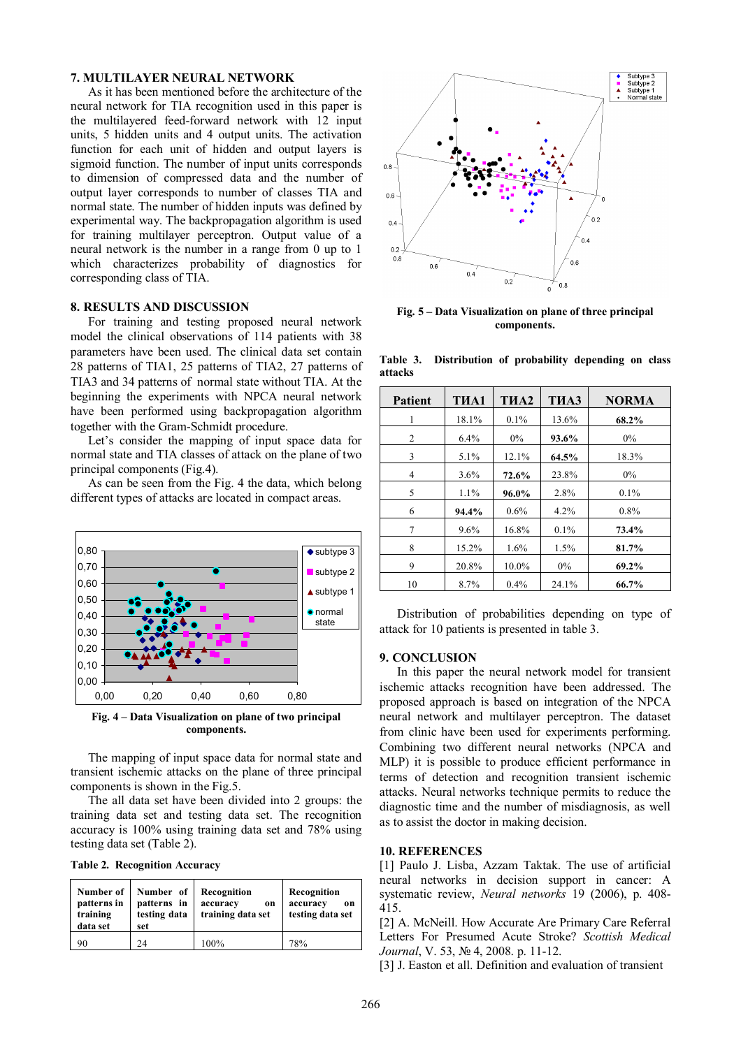## 7. MULTILAYER NEURAL NETWORK

As it has been mentioned before the architecture of the neural network for TIA recognition used in this paper is the multilayered feed-forward network with 12 input units, 5 hidden units and 4 output units. The activation function for each unit of hidden and output layers is sigmoid function. The number of input units corresponds to dimension of compressed data and the number of output layer corresponds to number of classes TIA and normal state. The number of hidden inputs was defined by experimental way. The backpropagation algorithm is used for training multilayer perceptron. Output value of a neural network is the number in a range from 0 up to 1 which characterizes probability of diagnostics for corresponding class of TIA.

## 8. RESULTS AND DISCUSSION

For training and testing proposed neural network model the clinical observations of 114 patients with 38 parameters have been used. The clinical data set contain 28 patterns of TIA1, 25 patterns of TIA2, 27 patterns of TIA3 and 34 patterns of normal state without TIA. At the beginning the experiments with NPCA neural network have been performed using backpropagation algorithm together with the Gram-Schmidt procedure.

Let's consider the mapping of input space data for normal state and TIA classes of attack on the plane of two principal components (Fig.4).

As can be seen from the Fig. 4 the data, which belong different types of attacks are located in compact areas.

**Fig. 4 – Data Visualization on plane of two principal components.**

The mapping of input space data for normal state and transient ischemic attacks on the plane of three principal components is shown in the Fig.5.

The all data set have been divided into 2 groups: the training data set and testing data set. The recognition accuracy is 100% using training data set and 78% using testing data set (Table 2).

**Table 2. Recognition Accuracy**

| Number of patterns in training data set | Number of patterns in testing data set | Recognition accuracy on training data set | Recognition accuracy on testing data set |
|---|---|---|---|
| 90 | 24 | 100% | 78% |

**Fig. 5 – Data Visualization on plane of three principal components.**

**Table 3. Distribution of probability depending on class attacks**

| Patient | ТИА1 | ТИА2 | ТИА3 | NORMA |
|---|---|---|---|---|
| 1 | 18.1% | 0.1% | 13.6% | **68.2%** |
| 2 | 6.4% | 0% | **93.6%** | 0% |
| 3 | 5.1% | 12.1% | **64.5%** | 18.3% |
| 4 | 3.6% | **72.6%** | 23.8% | 0% |
| 5 | 1.1% | **96.0%** | 2.8% | 0.1% |
| 6 | **94.4%** | 0.6% | 4.2% | 0.8% |
| 7 | 9.6% | 16.8% | 0.1% | **73.4%** |
| 8 | 15.2% | 1.6% | 1.5% | **81.7%** |
| 9 | 20.8% | 10.0% | 0% | **69.2%** |
| 10 | 8.7% | 0.4% | 24.1% | **66.7%** |

Distribution of probabilities depending on type of attack for 10 patients is presented in table 3.

## 9. CONCLUSION

In this paper the neural network model for transient ischemic attacks recognition have been addressed. The proposed approach is based on integration of the NPCA neural network and multilayer perceptron. The dataset from clinic have been used for experiments performing. Combining two different neural networks (NPCA and MLP) it is possible to produce efficient performance in terms of detection and recognition transient ischemic attacks. Neural networks technique permits to reduce the diagnostic time and the number of misdiagnosis, as well as to assist the doctor in making decision.

## 10. REFERENCES

[1] Paulo J. Lisba, Azzam Taktak. The use of artificial neural networks in decision support in cancer: A systematic review, *Neural networks* 19 (2006), p. 408-415.

[2] A. McNeill. How Accurate Are Primary Care Referral Letters For Presumed Acute Stroke? *Scottish Medical Journal*, V. 53, № 4, 2008. p. 11-12.

[3] J. Easton et all. Definition and evaluation of transient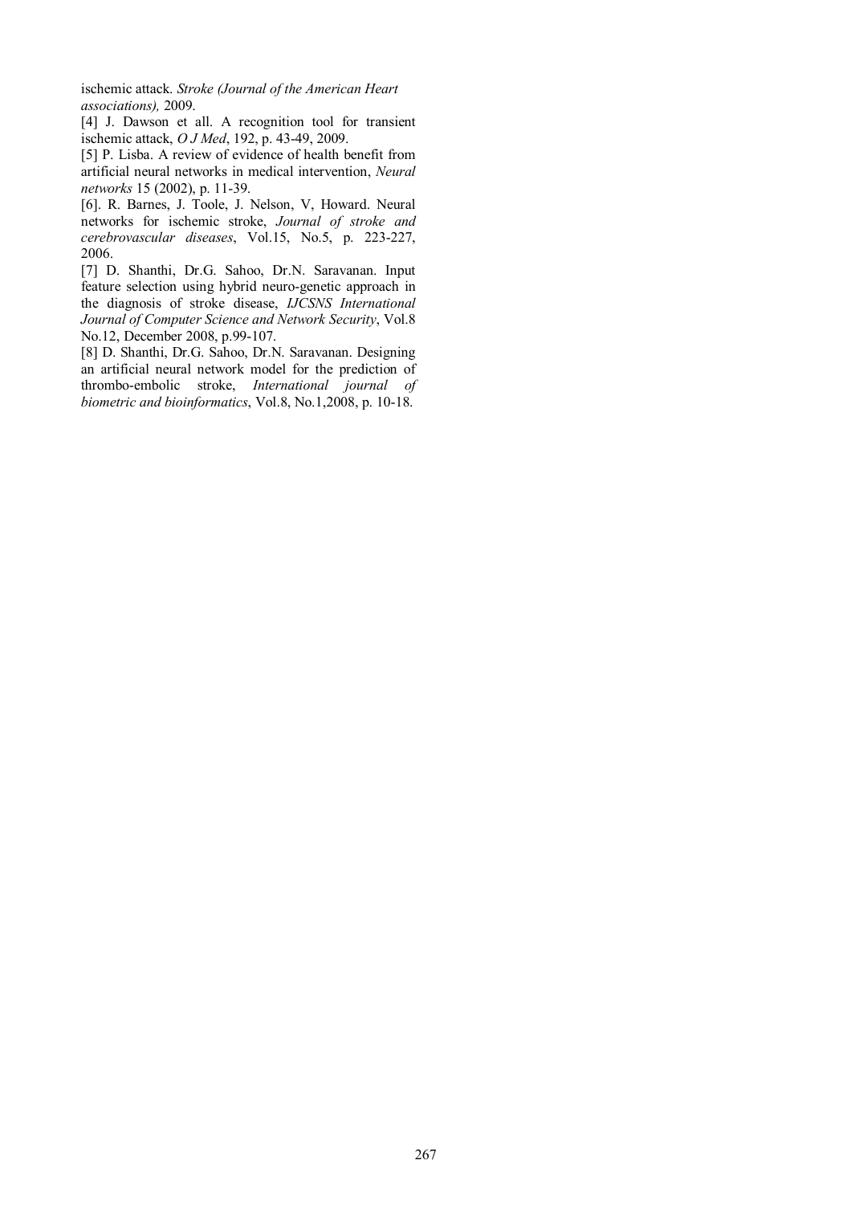ischemic attack. *Stroke (Journal of the American Heart associations),* 2009.

[4] J. Dawson et all. A recognition tool for transient ischemic attack, *O J Med*, 192, p. 43-49, 2009.

[5] P. Lisba. A review of evidence of health benefit from artificial neural networks in medical intervention, *Neural networks* 15 (2002), p. 11-39.

[6]. R. Barnes, J. Toole, J. Nelson, V, Howard. Neural networks for ischemic stroke, *Journal of stroke and cerebrovascular diseases*, Vol.15, No.5, p. 223-227, 2006.

[7] D. Shanthi, Dr.G. Sahoo, Dr.N. Saravanan. Input feature selection using hybrid neuro-genetic approach in the diagnosis of stroke disease, *IJCSNS International Journal of Computer Science and Network Security*, Vol.8 No.12, December 2008, p.99-107.

[8] D. Shanthi, Dr.G. Sahoo, Dr.N. Saravanan. Designing an artificial neural network model for the prediction of thrombo-embolic stroke, *International journal of biometric and bioinformatics*, Vol.8, No.1,2008, p. 10-18.